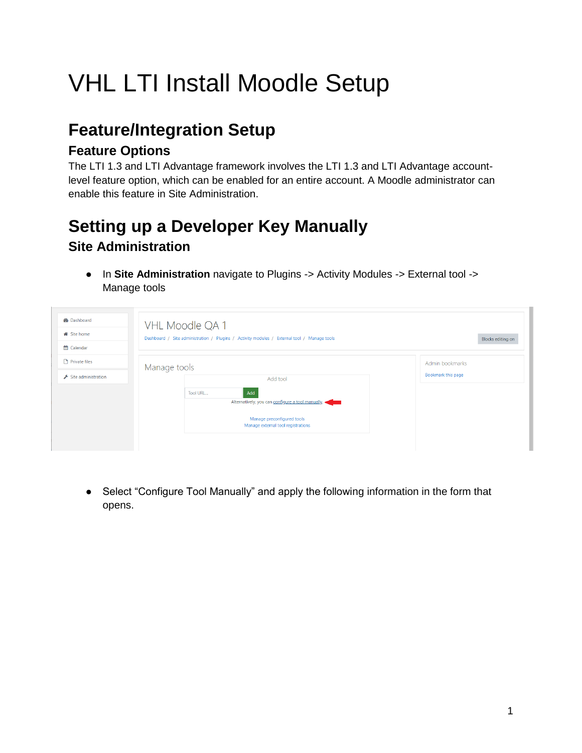# VHL LTI Install Moodle Setup

## Feature/Integration Setup

### Feature Options

The LTI 1.3 and LTI Advantage framework involves the LTI 1.3 and LTI Advantage account-level feature option, which can be enabled for an entire account. A Moodle administrator can enable this feature in Site Administration.

## Setting up a Developer Key Manually

### Site Administration

- In **Site Administration** navigate to Plugins -> Activity Modules -> External tool -> Manage tools

- Select "Configure Tool Manually" and apply the following information in the form that opens.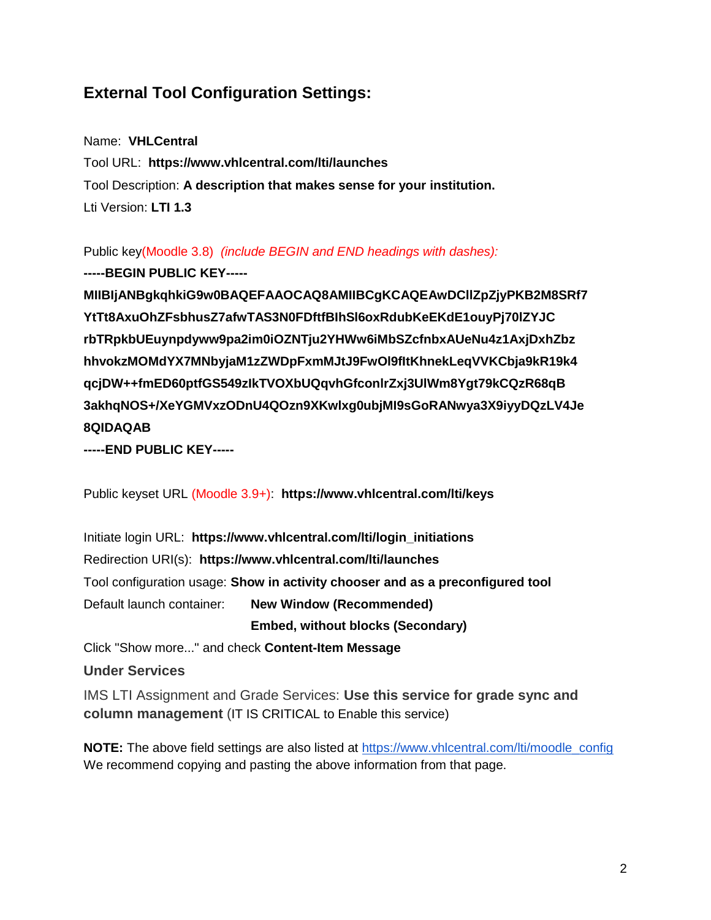## External Tool Configuration Settings:

Name: **VHLCentral**

Tool URL: **https://www.vhlcentral.com/lti/launches**

Tool Description: **A description that makes sense for your institution.**

Lti Version: **LTI 1.3**

Public key(Moodle 3.8) *(include BEGIN and END headings with dashes):*

**-----BEGIN PUBLIC KEY-----**
**MIIBIjANBgkqhkiG9w0BAQEFAAOCAQ8AMIIBCgKCAQEAwDClIZpZjyPKB2M8SRf7**
**YtTt8AxuOhZFsbhusZ7afwTAS3N0FDftfBIhSl6oxRdubKeEKdE1ouyPj70lZYJC**
**rbTRpkbUEuynpdyww9pa2im0iOZNTju2YHWw6iMbSZcfnbxAUeNu4z1AxjDxhZbz**
**hhvokzMOMdYX7MNbyjaM1zZWDpFxmMJtJ9FwOl9fItKhnekLeqVVKCbja9kR19k4**
**qcjDW++fmED60ptfGS549zIkTVOXbUQqvhGfconlrZxj3UlWm8Ygt79kCQzR68qB**
**3akhqNOS+/XeYGMVxzODnU4QOzn9XKwlxg0ubjMI9sGoRANwya3X9iyyDQzLV4Je**
**8QIDAQAB**
**-----END PUBLIC KEY-----**

Public keyset URL (Moodle 3.9+): **https://www.vhlcentral.com/lti/keys**

Initiate login URL: **https://www.vhlcentral.com/lti/login_initiations**

Redirection URI(s): **https://www.vhlcentral.com/lti/launches**

Tool configuration usage: **Show in activity chooser and as a preconfigured tool**

Default launch container: **New Window (Recommended)**
**Embed, without blocks (Secondary)**

Click "Show more..." and check **Content-Item Message**

**Under Services**

IMS LTI Assignment and Grade Services: **Use this service for grade sync and column management** (IT IS CRITICAL to Enable this service)

**NOTE:** The above field settings are also listed at [https://www.vhlcentral.com/lti/moodle_config](https://www.vhlcentral.com/lti/moodle_config)
We recommend copying and pasting the above information from that page.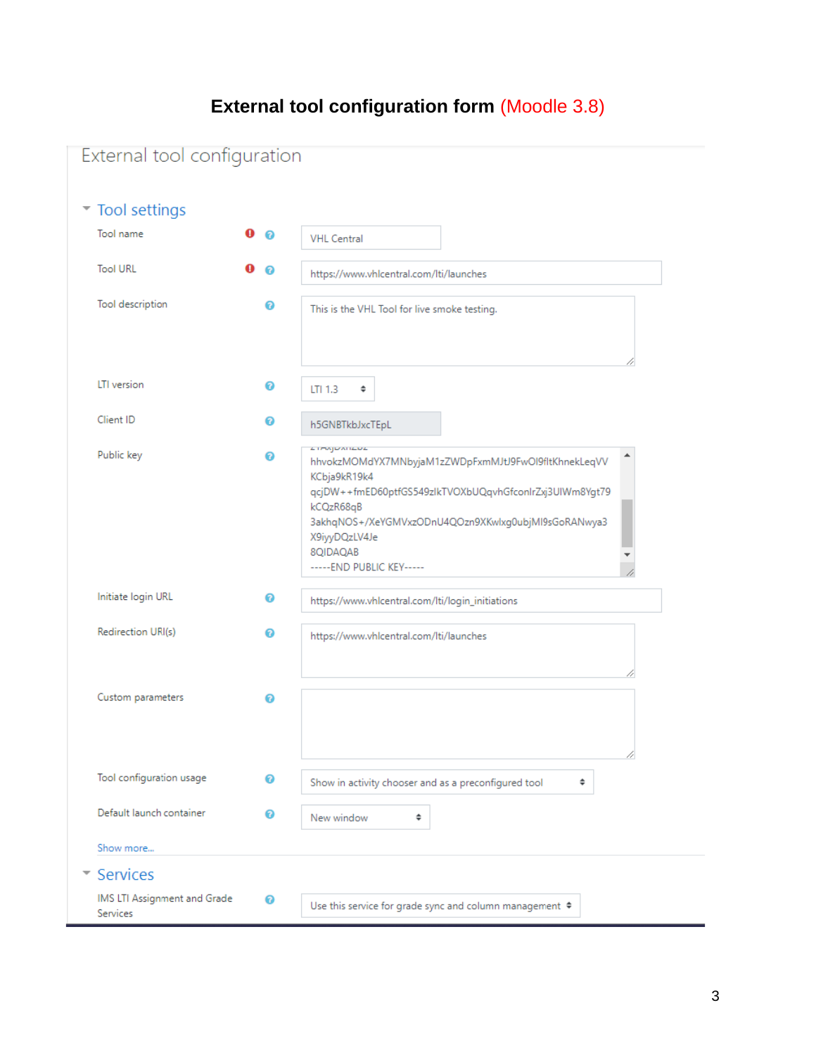# External tool configuration form (Moodle 3.8)

## External tool configuration

### Tool settings

Tool name: VHL Central

Tool URL: https://www.vhlcentral.com/lti/launches

Tool description: This is the VHL Tool for live smoke testing.

LTI version: LTI 1.3

Client ID: h5GNBTkbJxcTEpL

Public key:

```
hhvokzMOMdYX7MNbyjaM1zZWDpFxmMJtJ9FwOl9fltKhnekLeqVV
KCbja9kR19k4
qcjDW++fmED60ptfGS549zIkTVOXbUQqvhGfconlrZxj3UIWm8Ygt79
kCQzR68qB
3akhqNOS+/XeYGMVxzODnU4QOzn9XKwlxg0ubjMl9sGoRANwya3
X9iyyDQzLV4Je
8QIDAQAB
-----END PUBLIC KEY-----
```

Initiate login URL: https://www.vhlcentral.com/lti/login_initiations

Redirection URI(s): https://www.vhlcentral.com/lti/launches

Custom parameters:

Tool configuration usage: Show in activity chooser and as a preconfigured tool

Default launch container: New window

Show more...

### Services

IMS LTI Assignment and Grade Services: Use this service for grade sync and column management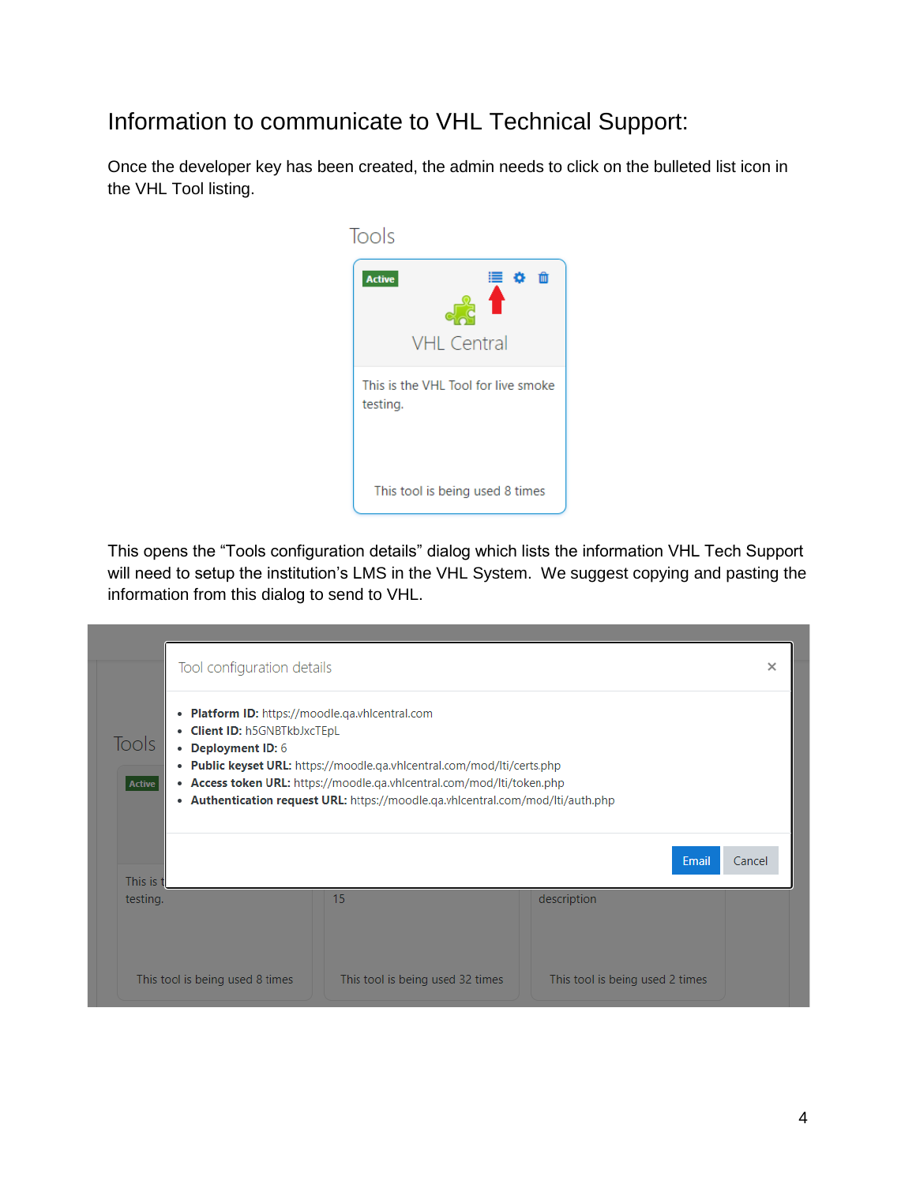# Information to communicate to VHL Technical Support:

Once the developer key has been created, the admin needs to click on the bulleted list icon in the VHL Tool listing.

Tools

Active

VHL Central

This is the VHL Tool for live smoke testing.

This tool is being used 8 times

This opens the "Tools configuration details" dialog which lists the information VHL Tech Support will need to setup the institution's LMS in the VHL System. We suggest copying and pasting the information from this dialog to send to VHL.

Tool configuration details

- **Platform ID:** https://moodle.qa.vhlcentral.com
- **Client ID:** h5GNBTkbJxcTEpL
- **Deployment ID:** 6
- **Public keyset URL:** https://moodle.qa.vhlcentral.com/mod/lti/certs.php
- **Access token URL:** https://moodle.qa.vhlcentral.com/mod/lti/token.php
- **Authentication request URL:** https://moodle.qa.vhlcentral.com/mod/lti/auth.php

Email Cancel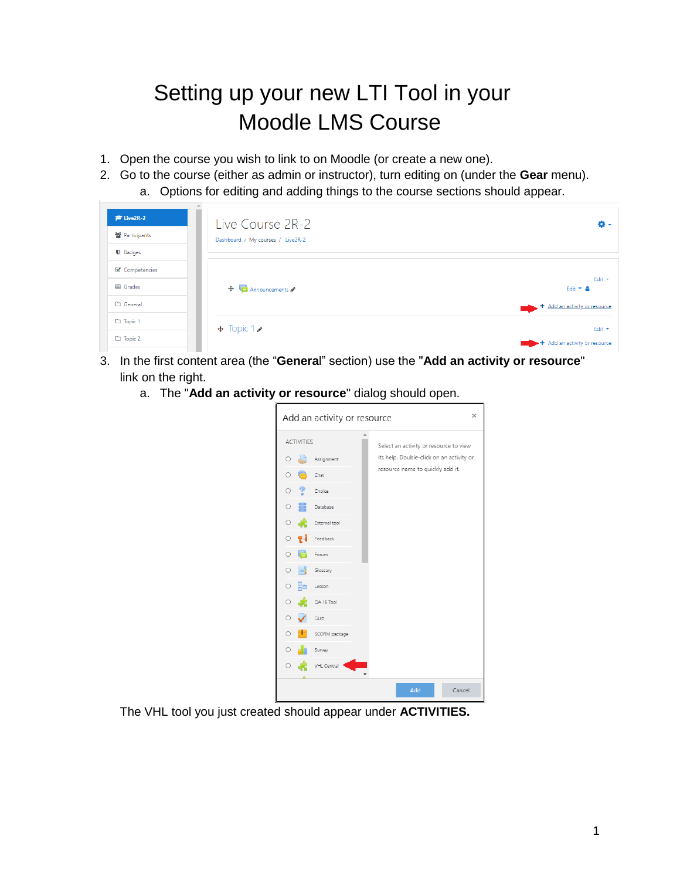# Setting up your new LTI Tool in your Moodle LMS Course

1. Open the course you wish to link to on Moodle (or create a new one).
2. Go to the course (either as admin or instructor), turn editing on (under the **Gear** menu).
   a. Options for editing and adding things to the course sections should appear.
3. In the first content area (the "**General**" section) use the "**Add an activity or resource**" link on the right.
   a. The "**Add an activity or resource**" dialog should open.

The VHL tool you just created should appear under **ACTIVITIES.**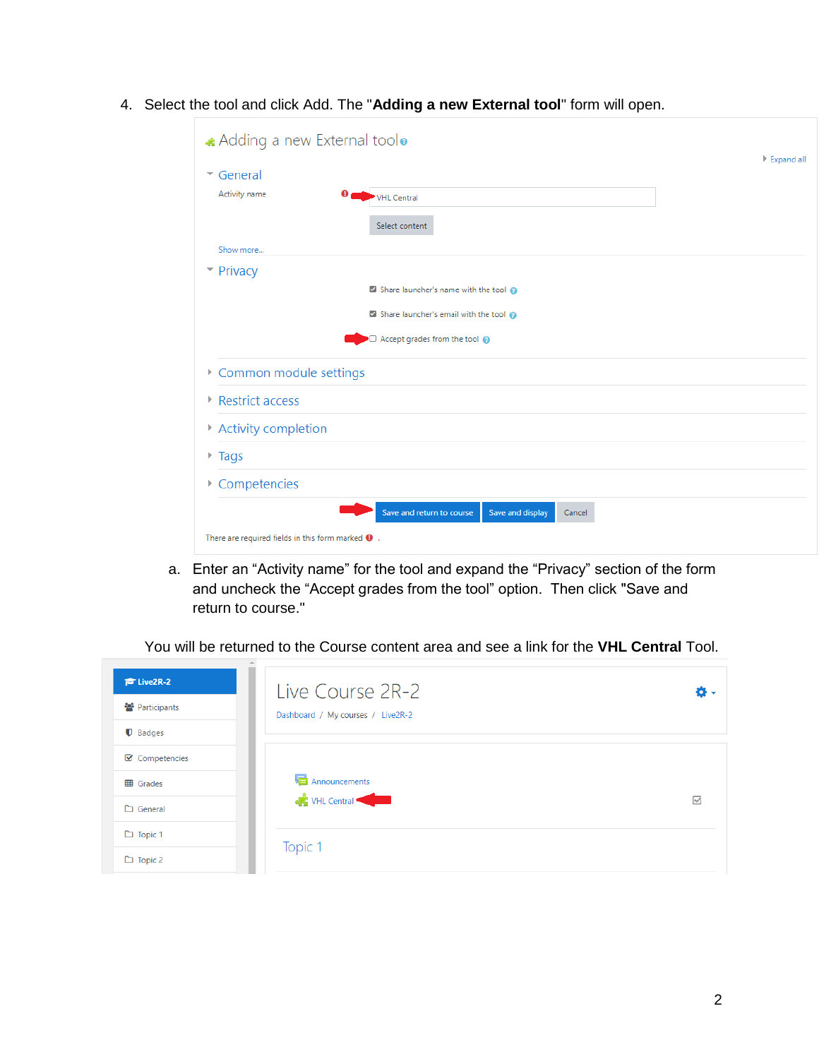4. Select the tool and click Add. The "**Adding a new External tool**" form will open.

Adding a new External tool

Expand all

General

Activity name

VHL Central

Select content

Show more...

Privacy

Share launcher's name with the tool

Share launcher's email with the tool

Accept grades from the tool

Common module settings

Restrict access

Activity completion

Tags

Competencies

Save and return to course | Save and display | Cancel

There are required fields in this form marked .

   a. Enter an "Activity name" for the tool and expand the "Privacy" section of the form and uncheck the "Accept grades from the tool" option. Then click "Save and return to course."

You will be returned to the Course content area and see a link for the **VHL Central** Tool.

Live2R-2

Participants

Badges

Competencies

Grades

General

Topic 1

Topic 2

Live Course 2R-2

Dashboard / My courses / Live2R-2

Announcements

VHL Central

Topic 1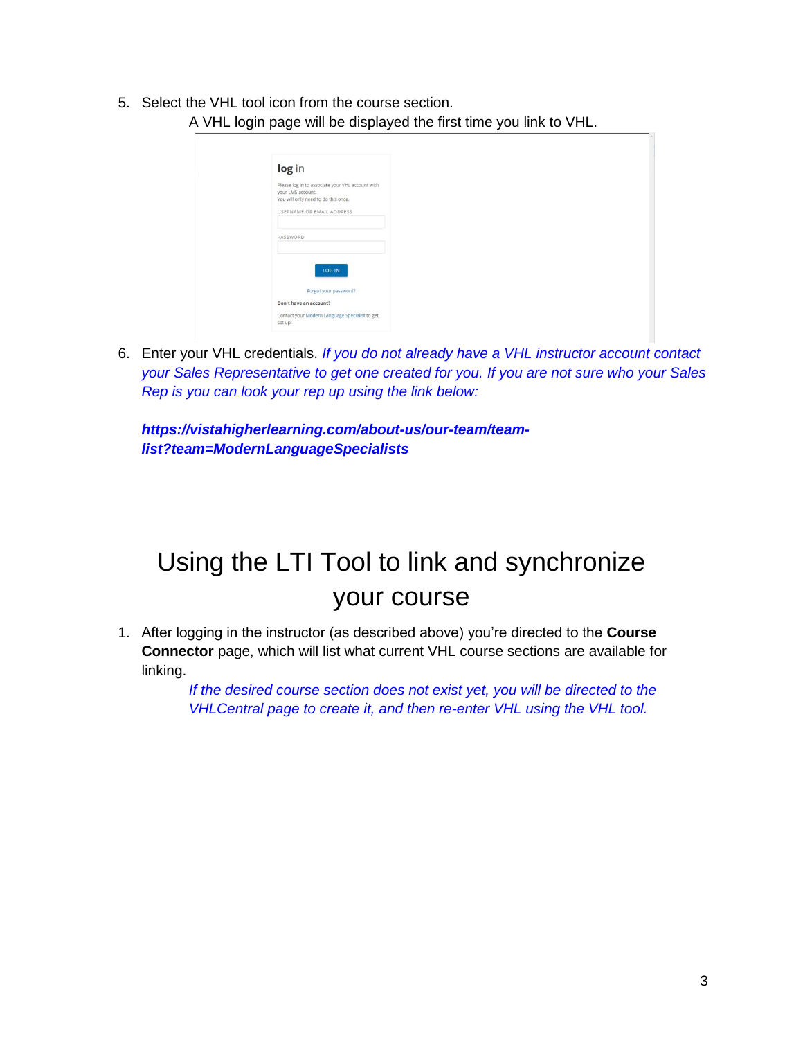5. Select the VHL tool icon from the course section.

   A VHL login page will be displayed the first time you link to VHL.

6. Enter your VHL credentials. *If you do not already have a VHL instructor account contact your Sales Representative to get one created for you. If you are not sure who your Sales Rep is you can look your rep up using the link below:*

   ***https://vistahigherlearning.com/about-us/our-team/team-list?team=ModernLanguageSpecialists***

# Using the LTI Tool to link and synchronize your course

1. After logging in the instructor (as described above) you're directed to the **Course Connector** page, which will list what current VHL course sections are available for linking.

   *If the desired course section does not exist yet, you will be directed to the VHLCentral page to create it, and then re-enter VHL using the VHL tool.*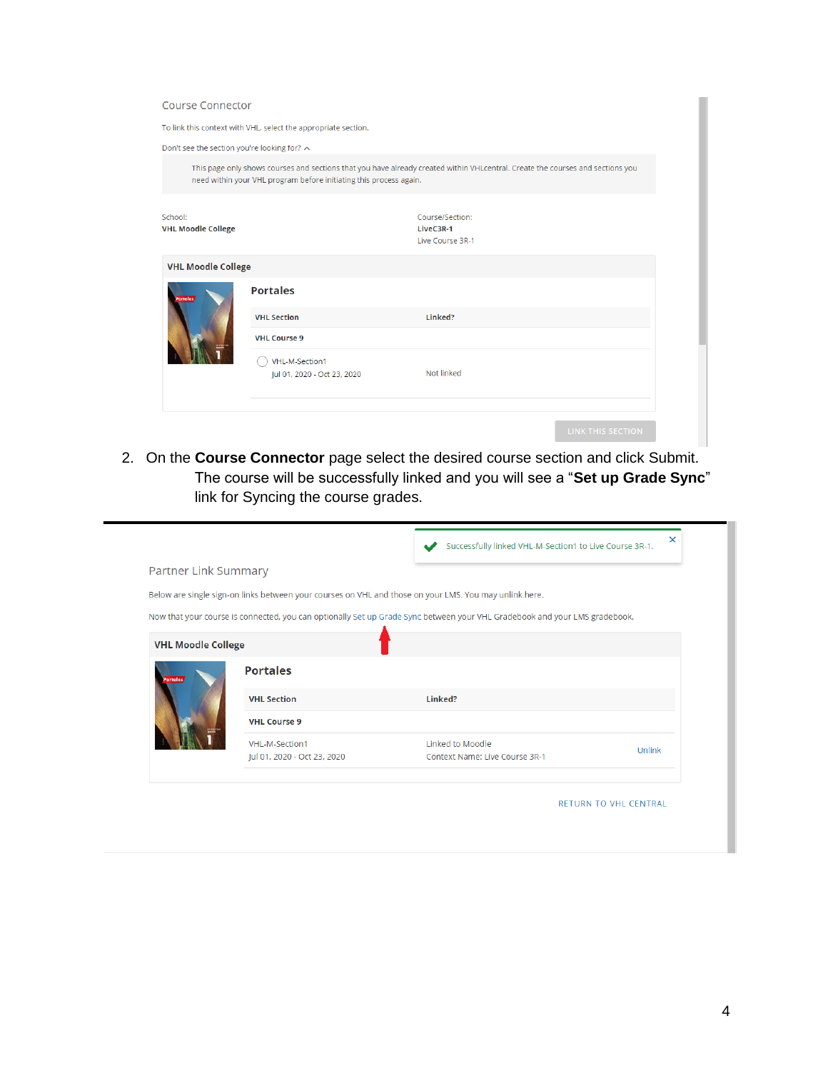Course Connector

To link this context with VHL, select the appropriate section.

Don't see the section you're looking for?

This page only shows courses and sections that you have already created within VHLcentral. Create the courses and sections you need within your VHL program before initiating this process again.

School:
**VHL Moodle College**

Course/Section:
**LiveC3R-1**
Live Course 3R-1

**VHL Moodle College**

**Portales**

| VHL Section | Linked? |
| --- | --- |
| **VHL Course 9** | |
| VHL-M-Section1 Jul 01, 2020 - Oct 23, 2020 | Not linked |

LINK THIS SECTION

2. On the **Course Connector** page select the desired course section and click Submit. The course will be successfully linked and you will see a "**Set up Grade Sync**" link for Syncing the course grades.

Successfully linked VHL-M-Section1 to Live Course 3R-1.

Partner Link Summary

Below are single sign-on links between your courses on VHL and those on your LMS. You may unlink here.

Now that your course is connected, you can optionally Set up Grade Sync between your VHL Gradebook and your LMS gradebook.

**VHL Moodle College**

**Portales**

| VHL Section | Linked? | |
| --- | --- | --- |
| **VHL Course 9** | | |
| VHL-M-Section1 Jul 01, 2020 - Oct 23, 2020 | Linked to Moodle Context Name: Live Course 3R-1 | Unlink |

RETURN TO VHL CENTRAL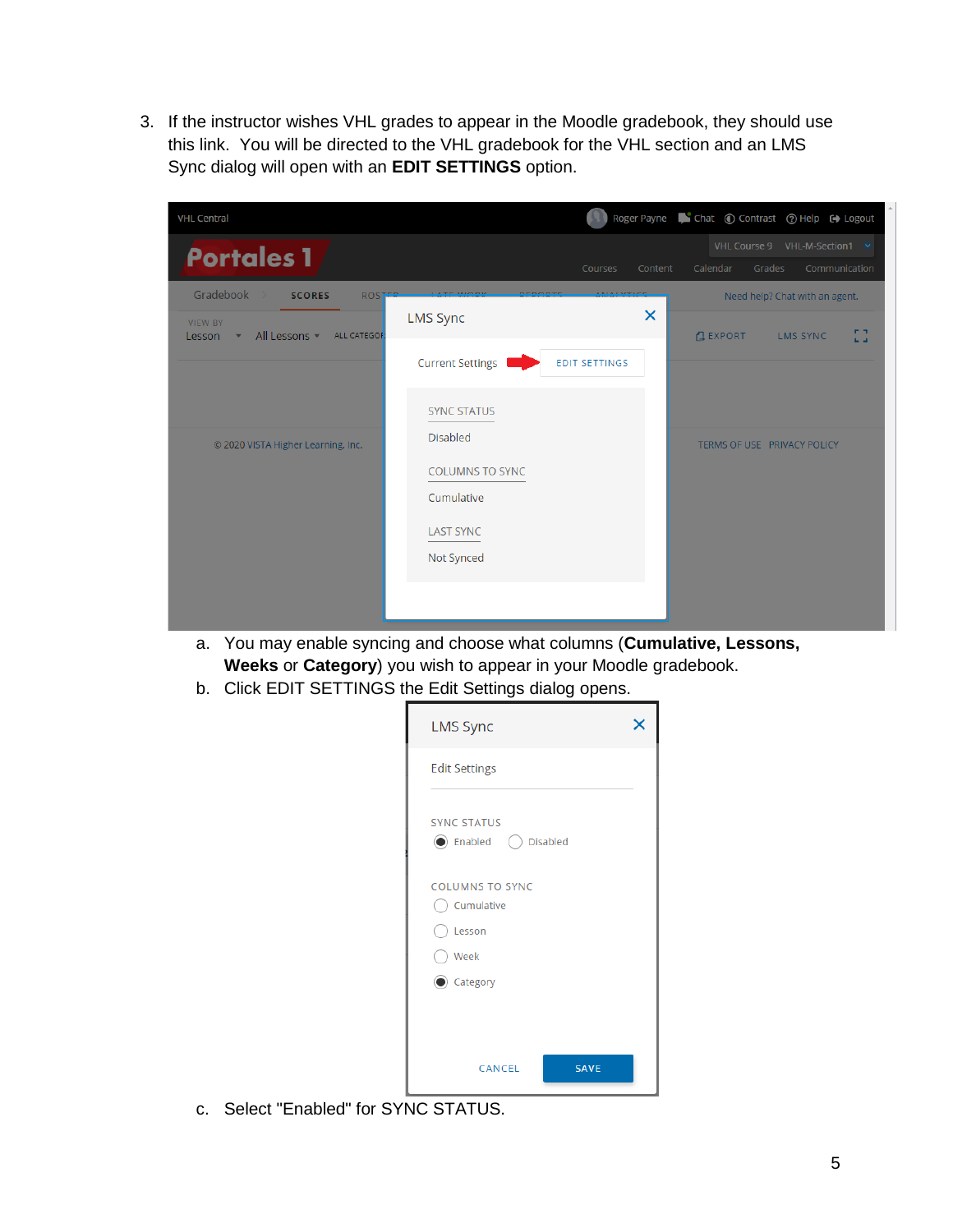3. If the instructor wishes VHL grades to appear in the Moodle gradebook, they should use this link. You will be directed to the VHL gradebook for the VHL section and an LMS Sync dialog will open with an **EDIT SETTINGS** option.

   a. You may enable syncing and choose what columns (**Cumulative, Lessons, Weeks** or **Category**) you wish to appear in your Moodle gradebook.
   
   b. Click EDIT SETTINGS the Edit Settings dialog opens.
   
   c. Select "Enabled" for SYNC STATUS.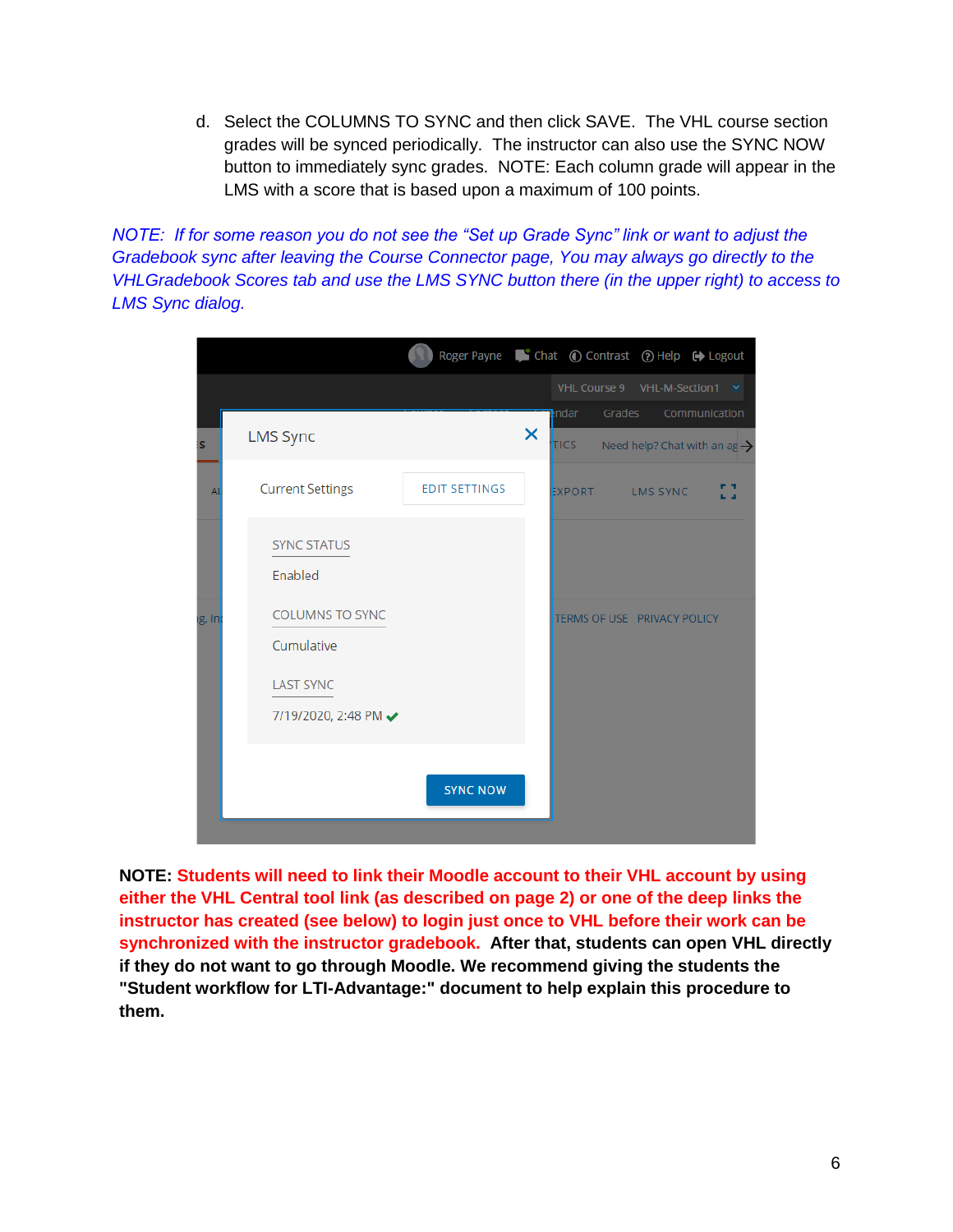d. Select the COLUMNS TO SYNC and then click SAVE. The VHL course section grades will be synced periodically. The instructor can also use the SYNC NOW button to immediately sync grades. NOTE: Each column grade will appear in the LMS with a score that is based upon a maximum of 100 points.

*NOTE: If for some reason you do not see the "Set up Grade Sync" link or want to adjust the Gradebook sync after leaving the Course Connector page, You may always go directly to the VHLGradebook Scores tab and use the LMS SYNC button there (in the upper right) to access to LMS Sync dialog.*

**NOTE: Students will need to link their Moodle account to their VHL account by using either the VHL Central tool link (as described on page 2) or one of the deep links the instructor has created (see below) to login just once to VHL before their work can be synchronized with the instructor gradebook. After that, students can open VHL directly if they do not want to go through Moodle. We recommend giving the students the "Student workflow for LTI-Advantage:" document to help explain this procedure to them.**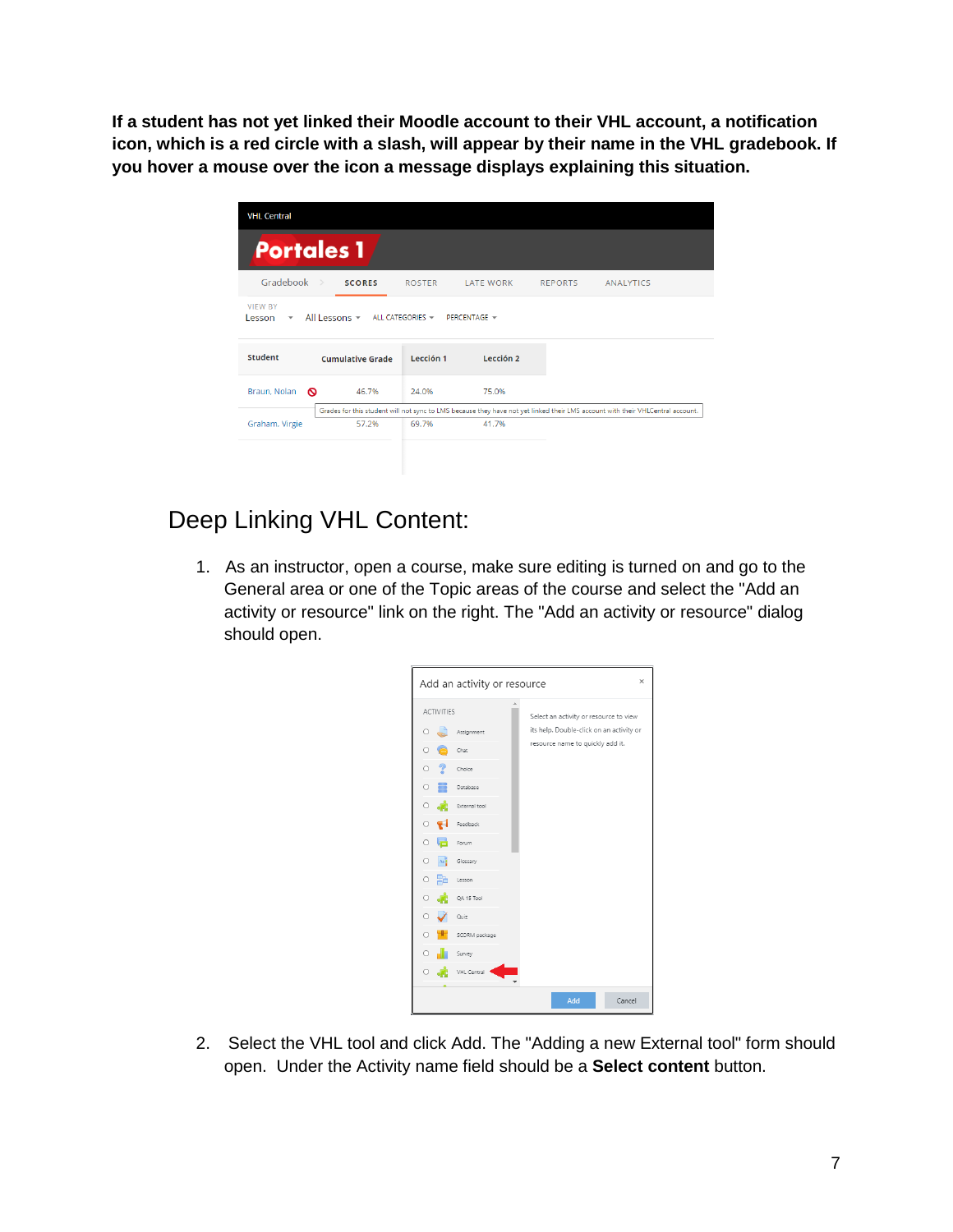**If a student has not yet linked their Moodle account to their VHL account, a notification icon, which is a red circle with a slash, will appear by their name in the VHL gradebook. If you hover a mouse over the icon a message displays explaining this situation.**

## Deep Linking VHL Content:

1. As an instructor, open a course, make sure editing is turned on and go to the General area or one of the Topic areas of the course and select the "Add an activity or resource" link on the right. The "Add an activity or resource" dialog should open.

2. Select the VHL tool and click Add. The "Adding a new External tool" form should open. Under the Activity name field should be a **Select content** button.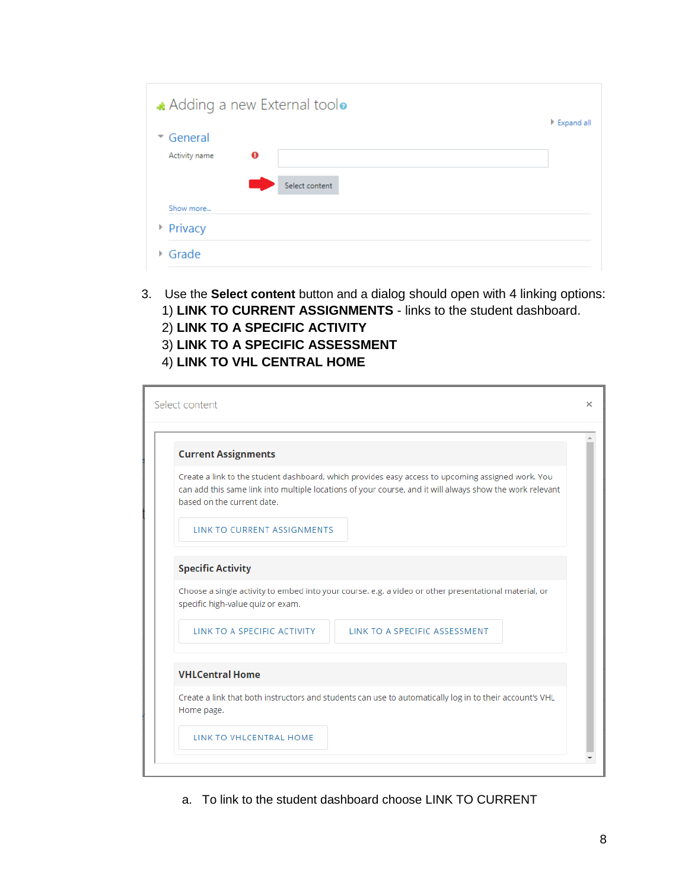Adding a new External tool

Expand all

General

Activity name

Select content

Show more...

Privacy

Grade

3. Use the **Select content** button and a dialog should open with 4 linking options:
   1) **LINK TO CURRENT ASSIGNMENTS** - links to the student dashboard.
   2) **LINK TO A SPECIFIC ACTIVITY**
   3) **LINK TO A SPECIFIC ASSESSMENT**
   4) **LINK TO VHL CENTRAL HOME**

Select content

**Current Assignments**

Create a link to the student dashboard, which provides easy access to upcoming assigned work. You can add this same link into multiple locations of your course, and it will always show the work relevant based on the current date.

LINK TO CURRENT ASSIGNMENTS

**Specific Activity**

Choose a single activity to embed into your course. e.g. a video or other presentational material, or specific high-value quiz or exam.

LINK TO A SPECIFIC ACTIVITY

LINK TO A SPECIFIC ASSESSMENT

**VHLCentral Home**

Create a link that both instructors and students can use to automatically log in to their account's VHL Home page.

LINK TO VHLCENTRAL HOME

a. To link to the student dashboard choose LINK TO CURRENT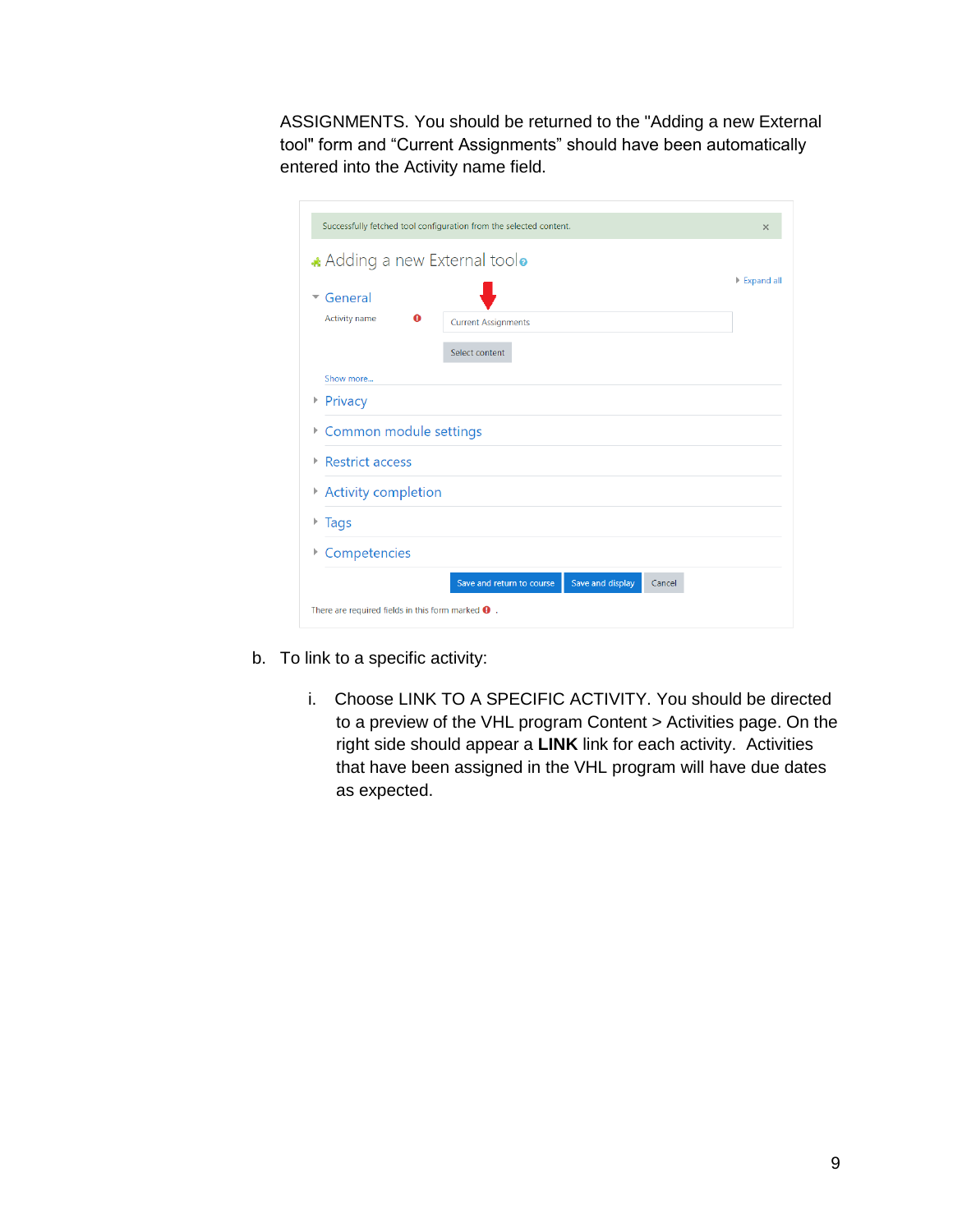ASSIGNMENTS. You should be returned to the "Adding a new External tool" form and “Current Assignments” should have been automatically entered into the Activity name field.

b. To link to a specific activity:

   i. Choose LINK TO A SPECIFIC ACTIVITY. You should be directed to a preview of the VHL program Content > Activities page. On the right side should appear a **LINK** link for each activity. Activities that have been assigned in the VHL program will have due dates as expected.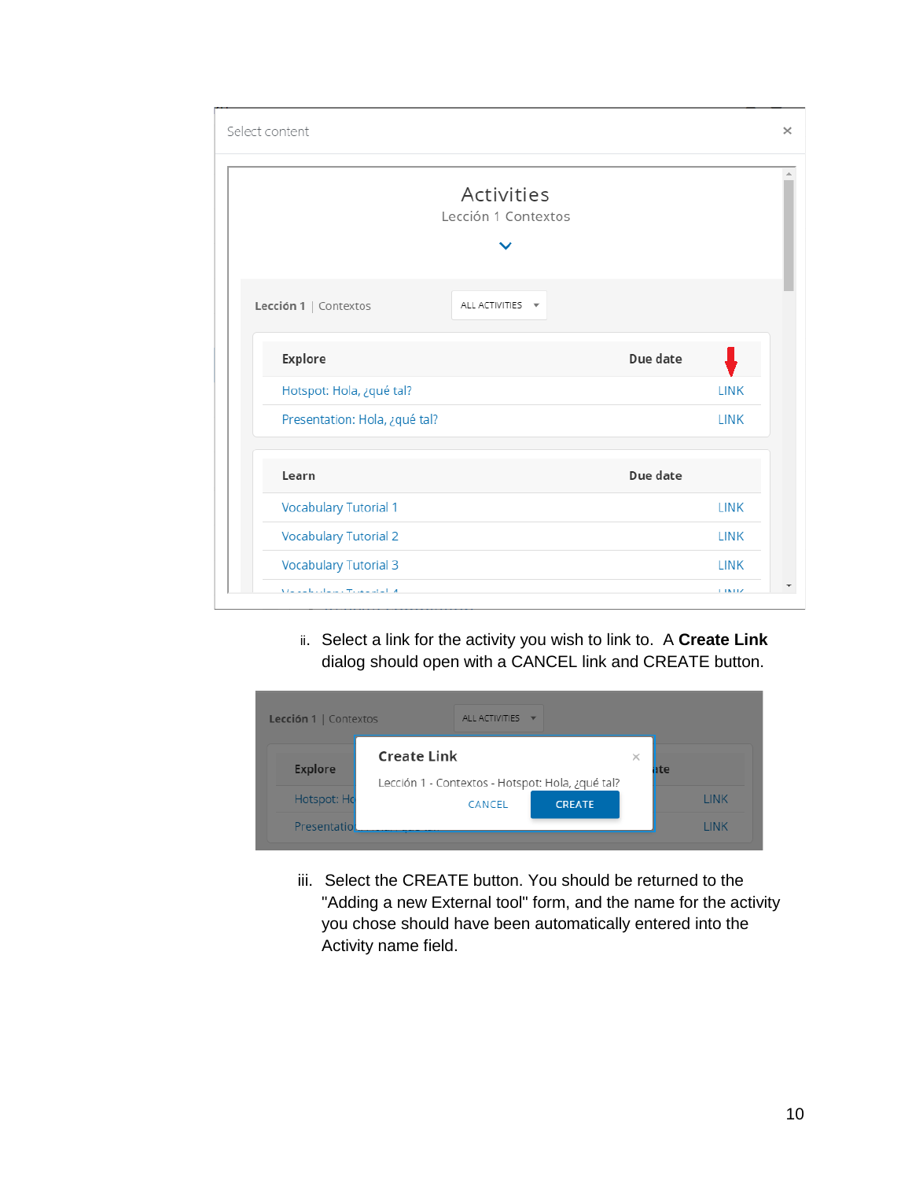ii. Select a link for the activity you wish to link to. A **Create Link** dialog should open with a CANCEL link and CREATE button.

iii. Select the CREATE button. You should be returned to the "Adding a new External tool" form, and the name for the activity you chose should have been automatically entered into the Activity name field.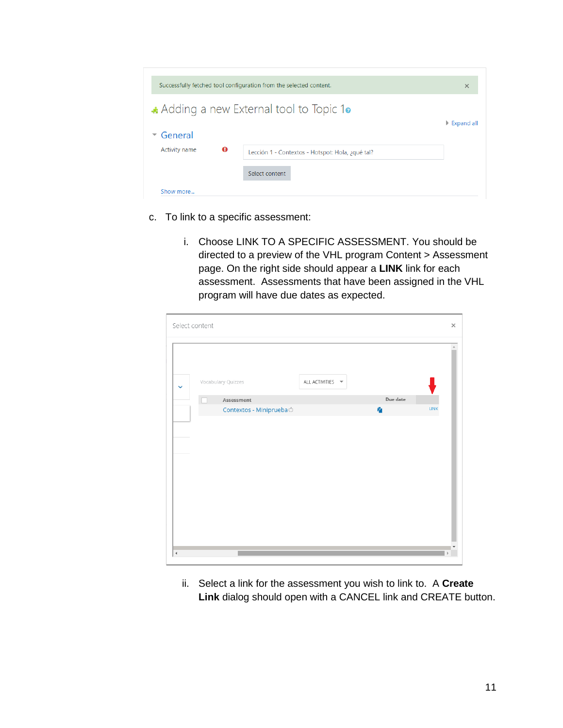Successfully fetched tool configuration from the selected content.

Adding a new External tool to Topic 1

Expand all

General

Activity name

Lección 1 - Contextos - Hotspot: Hola, ¿qué tal?

Select content

Show more...

c. To link to a specific assessment:

i. Choose LINK TO A SPECIFIC ASSESSMENT. You should be directed to a preview of the VHL program Content > Assessment page. On the right side should appear a **LINK** link for each assessment. Assessments that have been assigned in the VHL program will have due dates as expected.

Select content

Vocabulary Quizzes

ALL ACTIVITIES

| Assessment | Due date | |
|---|---|---|
| Contextos - Miniprueba | | LINK |

ii. Select a link for the assessment you wish to link to. A **Create Link** dialog should open with a CANCEL link and CREATE button.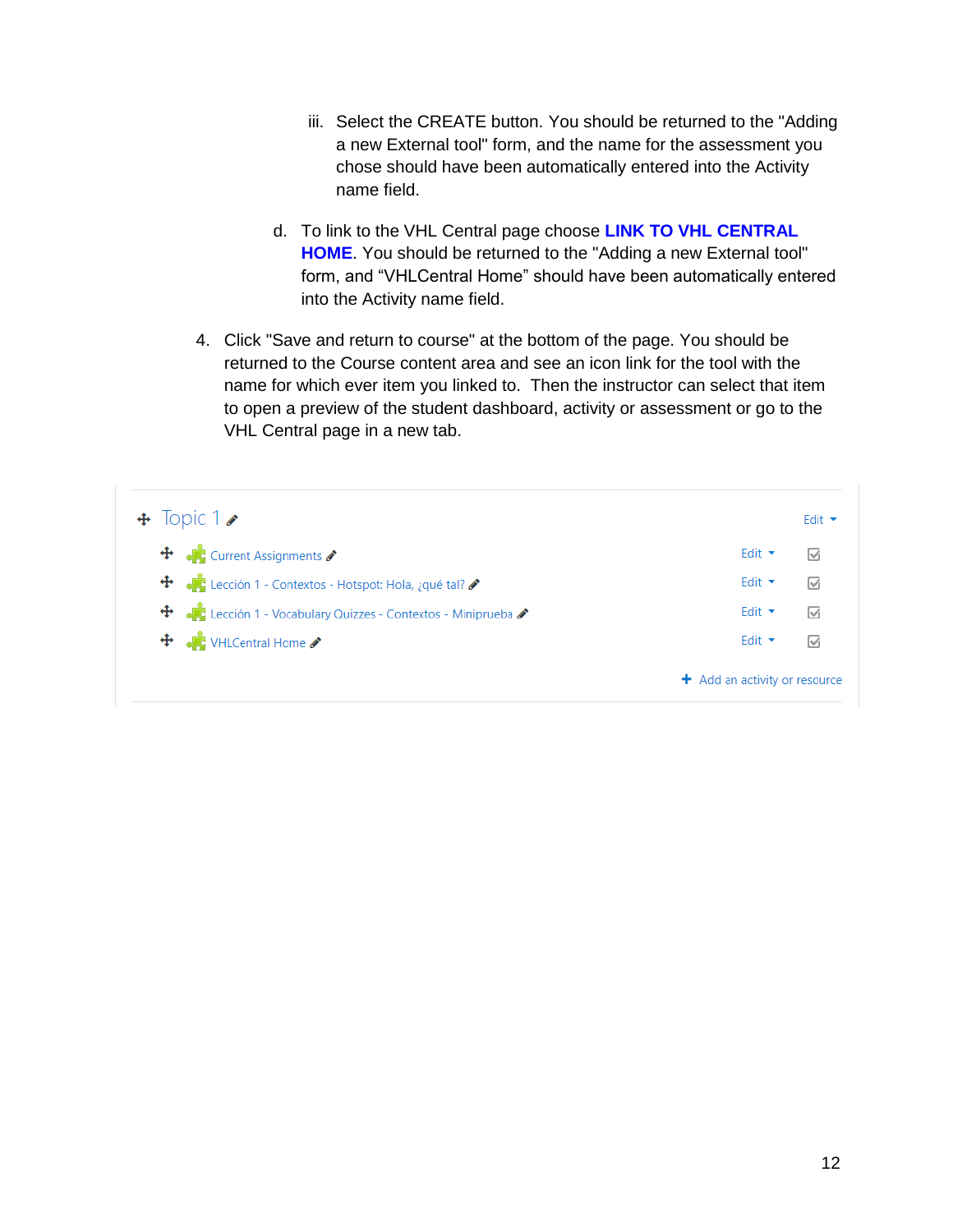iii. Select the CREATE button. You should be returned to the "Adding a new External tool" form, and the name for the assessment you chose should have been automatically entered into the Activity name field.

d. To link to the VHL Central page choose **LINK TO VHL CENTRAL HOME**. You should be returned to the "Adding a new External tool" form, and "VHLCentral Home" should have been automatically entered into the Activity name field.

4. Click "Save and return to course" at the bottom of the page. You should be returned to the Course content area and see an icon link for the tool with the name for which ever item you linked to. Then the instructor can select that item to open a preview of the student dashboard, activity or assessment or go to the VHL Central page in a new tab.

Topic 1

- Current Assignments — Edit
- Lección 1 - Contextos - Hotspot: Hola, ¿qué tal? — Edit
- Lección 1 - Vocabulary Quizzes - Contextos - Miniprueba — Edit
- VHLCentral Home — Edit

+ Add an activity or resource